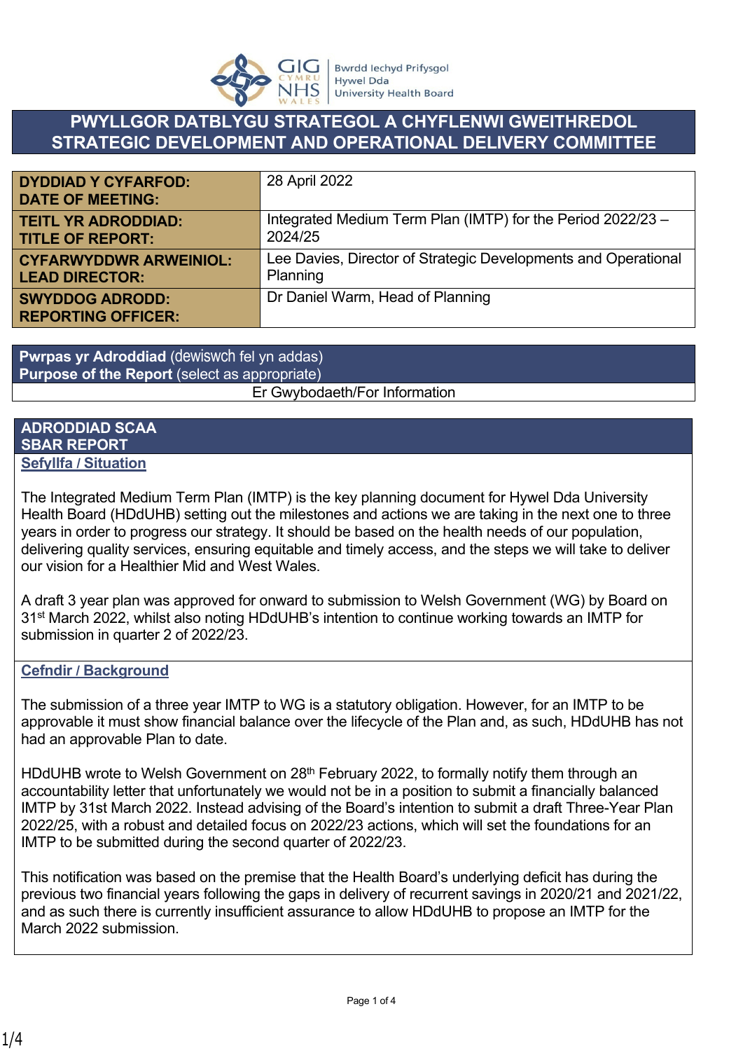# PWYLLGOR DATBLYGU STRATEGOL A CHYFLENWI GWEITHREDOL
# STRATEGIC DEVELOPMENT AND OPERATIONAL DELIVERY COMMITTEE

| | |
|---|---|
| **DYDDIAD Y CYFARFOD: DATE OF MEETING:** | 28 April 2022 |
| **TEITL YR ADRODDIAD: TITLE OF REPORT:** | Integrated Medium Term Plan (IMTP) for the Period 2022/23 – 2024/25 |
| **CYFARWYDDWR ARWEINIOL: LEAD DIRECTOR:** | Lee Davies, Director of Strategic Developments and Operational Planning |
| **SWYDDOG ADRODD: REPORTING OFFICER:** | Dr Daniel Warm, Head of Planning |

| **Pwrpas yr Adroddiad** (dewiswch fel yn addas) **Purpose of the Report** (select as appropriate) |
|---|
| Er Gwybodaeth/For Information |

## ADRODDIAD SCAA SBAR REPORT

### Sefyllfa / Situation

The Integrated Medium Term Plan (IMTP) is the key planning document for Hywel Dda University Health Board (HDdUHB) setting out the milestones and actions we are taking in the next one to three years in order to progress our strategy. It should be based on the health needs of our population, delivering quality services, ensuring equitable and timely access, and the steps we will take to deliver our vision for a Healthier Mid and West Wales.

A draft 3 year plan was approved for onward to submission to Welsh Government (WG) by Board on 31st March 2022, whilst also noting HDdUHB's intention to continue working towards an IMTP for submission in quarter 2 of 2022/23.

### Cefndir / Background

The submission of a three year IMTP to WG is a statutory obligation. However, for an IMTP to be approvable it must show financial balance over the lifecycle of the Plan and, as such, HDdUHB has not had an approvable Plan to date.

HDdUHB wrote to Welsh Government on 28th February 2022, to formally notify them through an accountability letter that unfortunately we would not be in a position to submit a financially balanced IMTP by 31st March 2022. Instead advising of the Board's intention to submit a draft Three-Year Plan 2022/25, with a robust and detailed focus on 2022/23 actions, which will set the foundations for an IMTP to be submitted during the second quarter of 2022/23.

This notification was based on the premise that the Health Board's underlying deficit has during the previous two financial years following the gaps in delivery of recurrent savings in 2020/21 and 2021/22, and as such there is currently insufficient assurance to allow HDdUHB to propose an IMTP for the March 2022 submission.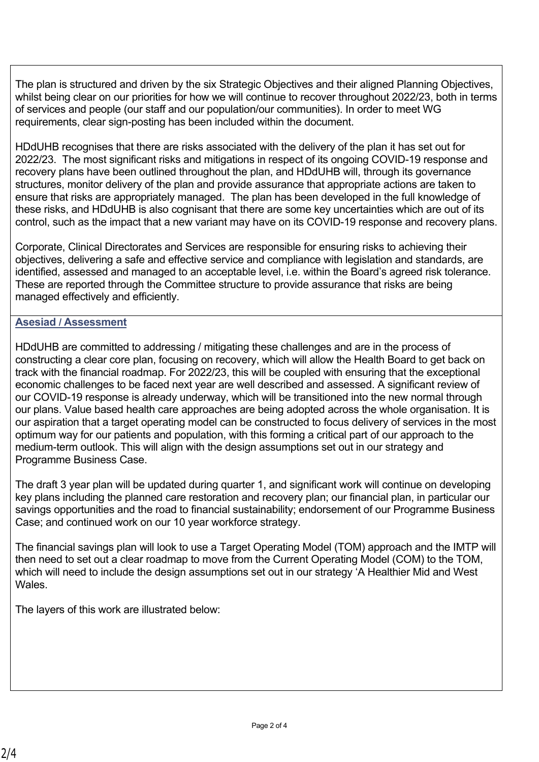The plan is structured and driven by the six Strategic Objectives and their aligned Planning Objectives, whilst being clear on our priorities for how we will continue to recover throughout 2022/23, both in terms of services and people (our staff and our population/our communities). In order to meet WG requirements, clear sign-posting has been included within the document.

HDdUHB recognises that there are risks associated with the delivery of the plan it has set out for 2022/23. The most significant risks and mitigations in respect of its ongoing COVID-19 response and recovery plans have been outlined throughout the plan, and HDdUHB will, through its governance structures, monitor delivery of the plan and provide assurance that appropriate actions are taken to ensure that risks are appropriately managed. The plan has been developed in the full knowledge of these risks, and HDdUHB is also cognisant that there are some key uncertainties which are out of its control, such as the impact that a new variant may have on its COVID-19 response and recovery plans.

Corporate, Clinical Directorates and Services are responsible for ensuring risks to achieving their objectives, delivering a safe and effective service and compliance with legislation and standards, are identified, assessed and managed to an acceptable level, i.e. within the Board's agreed risk tolerance. These are reported through the Committee structure to provide assurance that risks are being managed effectively and efficiently.

**Asesiad / Assessment**

HDdUHB are committed to addressing / mitigating these challenges and are in the process of constructing a clear core plan, focusing on recovery, which will allow the Health Board to get back on track with the financial roadmap. For 2022/23, this will be coupled with ensuring that the exceptional economic challenges to be faced next year are well described and assessed. A significant review of our COVID-19 response is already underway, which will be transitioned into the new normal through our plans. Value based health care approaches are being adopted across the whole organisation. It is our aspiration that a target operating model can be constructed to focus delivery of services in the most optimum way for our patients and population, with this forming a critical part of our approach to the medium-term outlook. This will align with the design assumptions set out in our strategy and Programme Business Case.

The draft 3 year plan will be updated during quarter 1, and significant work will continue on developing key plans including the planned care restoration and recovery plan; our financial plan, in particular our savings opportunities and the road to financial sustainability; endorsement of our Programme Business Case; and continued work on our 10 year workforce strategy.

The financial savings plan will look to use a Target Operating Model (TOM) approach and the IMTP will then need to set out a clear roadmap to move from the Current Operating Model (COM) to the TOM, which will need to include the design assumptions set out in our strategy 'A Healthier Mid and West Wales.

The layers of this work are illustrated below: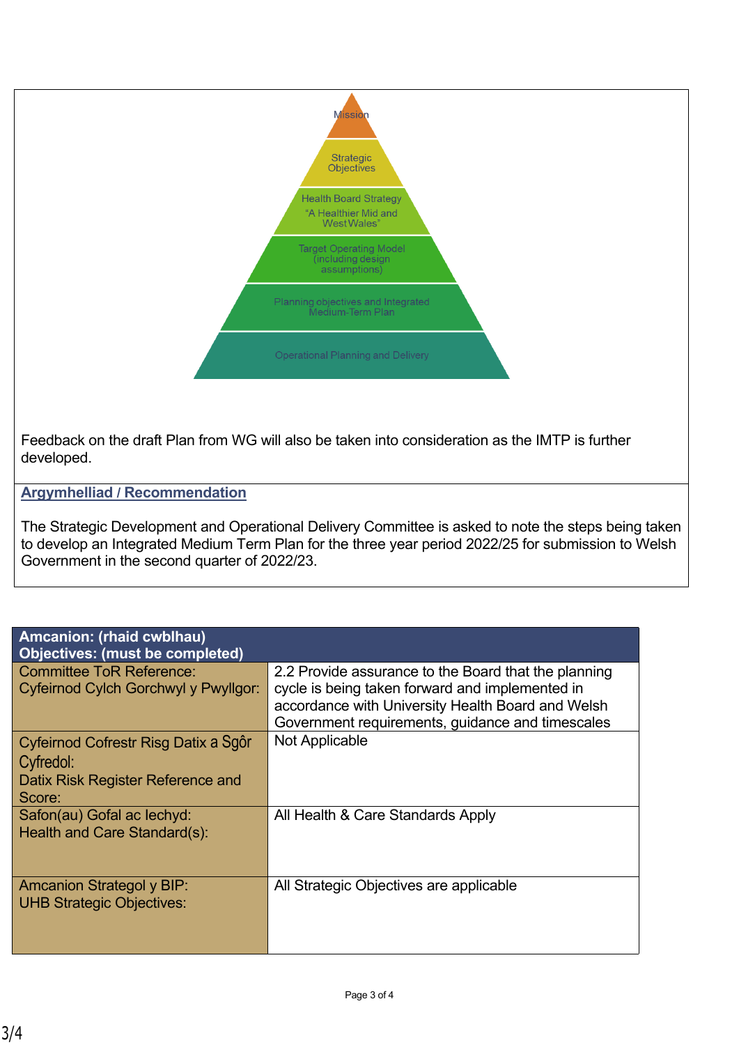Mission

Strategic Objectives

Health Board Strategy "A Healthier Mid and West Wales"

Target Operating Model (including design assumptions)

Planning objectives and Integrated Medium-Term Plan

Operational Planning and Delivery

Feedback on the draft Plan from WG will also be taken into consideration as the IMTP is further developed.

## Argymhelliad / Recommendation

The Strategic Development and Operational Delivery Committee is asked to note the steps being taken to develop an Integrated Medium Term Plan for the three year period 2022/25 for submission to Welsh Government in the second quarter of 2022/23.

| **Amcanion: (rhaid cwblhau)<br>Objectives: (must be completed)** | |
|---|---|
| Committee ToR Reference:<br>Cyfeirnod Cylch Gorchwyl y Pwyllgor: | 2.2 Provide assurance to the Board that the planning cycle is being taken forward and implemented in accordance with University Health Board and Welsh Government requirements, guidance and timescales |
| Cyfeirnod Cofrestr Risg Datix a Sgôr Cyfredol:<br>Datix Risk Register Reference and Score: | Not Applicable |
| Safon(au) Gofal ac Iechyd:<br>Health and Care Standard(s): | All Health & Care Standards Apply |
| Amcanion Strategol y BIP:<br>UHB Strategic Objectives: | All Strategic Objectives are applicable |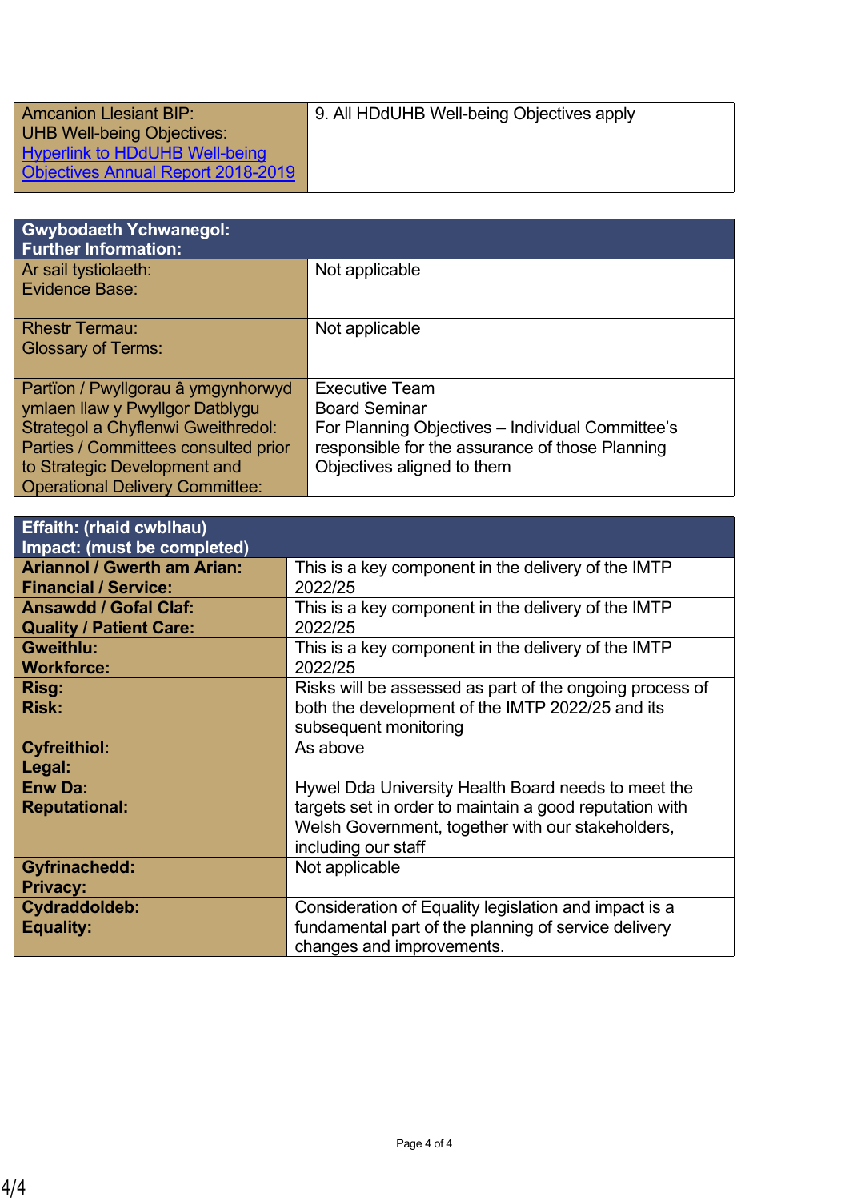| | |
|---|---|
| Amcanion Llesiant BIP:<br>UHB Well-being Objectives:<br>[Hyperlink to HDdUHB Well-being Objectives Annual Report 2018-2019] | 9. All HDdUHB Well-being Objectives apply |

| **Gwybodaeth Ychwanegol:<br>Further Information:** | |
|---|---|
| Ar sail tystiolaeth:<br>Evidence Base: | Not applicable |
| Rhestr Termau:<br>Glossary of Terms: | Not applicable |
| Partïon / Pwyllgorau â ymgynhorwyd ymlaen llaw y Pwyllgor Datblygu Strategol a Chyflenwi Gweithredol:<br>Parties / Committees consulted prior to Strategic Development and Operational Delivery Committee: | Executive Team<br>Board Seminar<br>For Planning Objectives – Individual Committee's responsible for the assurance of those Planning Objectives aligned to them |

| **Effaith: (rhaid cwblhau)<br>Impact: (must be completed)** | |
|---|---|
| **Ariannol / Gwerth am Arian:<br>Financial / Service:** | This is a key component in the delivery of the IMTP 2022/25 |
| **Ansawdd / Gofal Claf:<br>Quality / Patient Care:** | This is a key component in the delivery of the IMTP 2022/25 |
| **Gweithlu:<br>Workforce:** | This is a key component in the delivery of the IMTP 2022/25 |
| **Risg:<br>Risk:** | Risks will be assessed as part of the ongoing process of both the development of the IMTP 2022/25 and its subsequent monitoring |
| **Cyfreithiol:<br>Legal:** | As above |
| **Enw Da:<br>Reputational:** | Hywel Dda University Health Board needs to meet the targets set in order to maintain a good reputation with Welsh Government, together with our stakeholders, including our staff |
| **Gyfrinachedd:<br>Privacy:** | Not applicable |
| **Cydraddoldeb:<br>Equality:** | Consideration of Equality legislation and impact is a fundamental part of the planning of service delivery changes and improvements. |